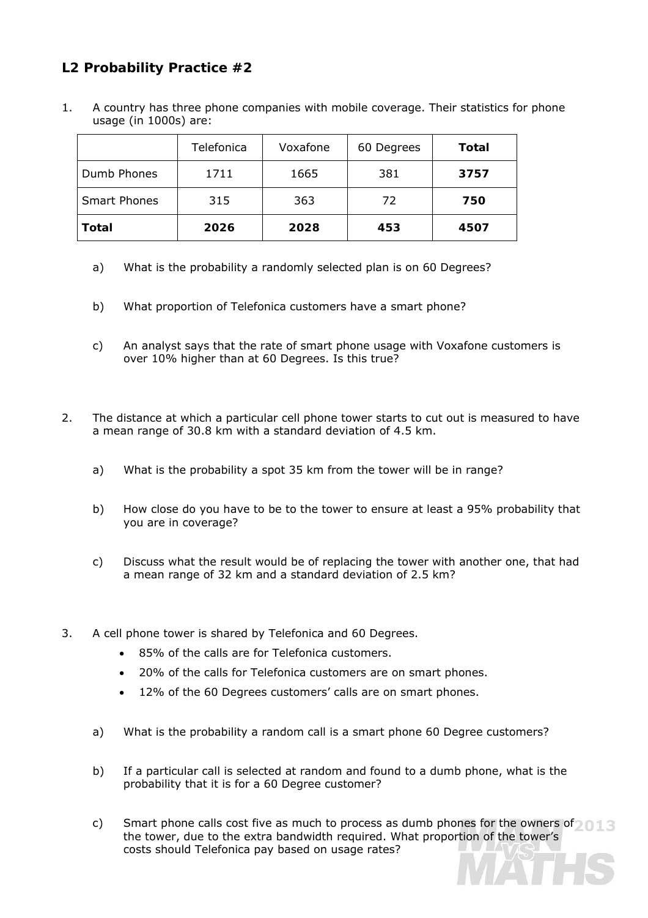## L2 Probability Practice #2

1. A country has three phone companies with mobile coverage. Their statistics for phone usage (in 1000s) are:

| | Telefonica | Voxafone | 60 Degrees | **Total** |
|---|---|---|---|---|
| Dumb Phones | 1711 | 1665 | 381 | **3757** |
| Smart Phones | 315 | 363 | 72 | **750** |
| **Total** | **2026** | **2028** | **453** | **4507** |

   a) What is the probability a randomly selected plan is on 60 Degrees?

   b) What proportion of Telefonica customers have a smart phone?

   c) An analyst says that the rate of smart phone usage with Voxafone customers is over 10% higher than at 60 Degrees. Is this true?

2. The distance at which a particular cell phone tower starts to cut out is measured to have a mean range of 30.8 km with a standard deviation of 4.5 km.

   a) What is the probability a spot 35 km from the tower will be in range?

   b) How close do you have to be to the tower to ensure at least a 95% probability that you are in coverage?

   c) Discuss what the result would be of replacing the tower with another one, that had a mean range of 32 km and a standard deviation of 2.5 km?

3. A cell phone tower is shared by Telefonica and 60 Degrees.
   - 85% of the calls are for Telefonica customers.
   - 20% of the calls for Telefonica customers are on smart phones.
   - 12% of the 60 Degrees customers' calls are on smart phones.

   a) What is the probability a random call is a smart phone 60 Degree customers?

   b) If a particular call is selected at random and found to a dumb phone, what is the probability that it is for a 60 Degree customer?

   c) Smart phone calls cost five as much to process as dumb phones for the owners of the tower, due to the extra bandwidth required. What proportion of the tower's costs should Telefonica pay based on usage rates?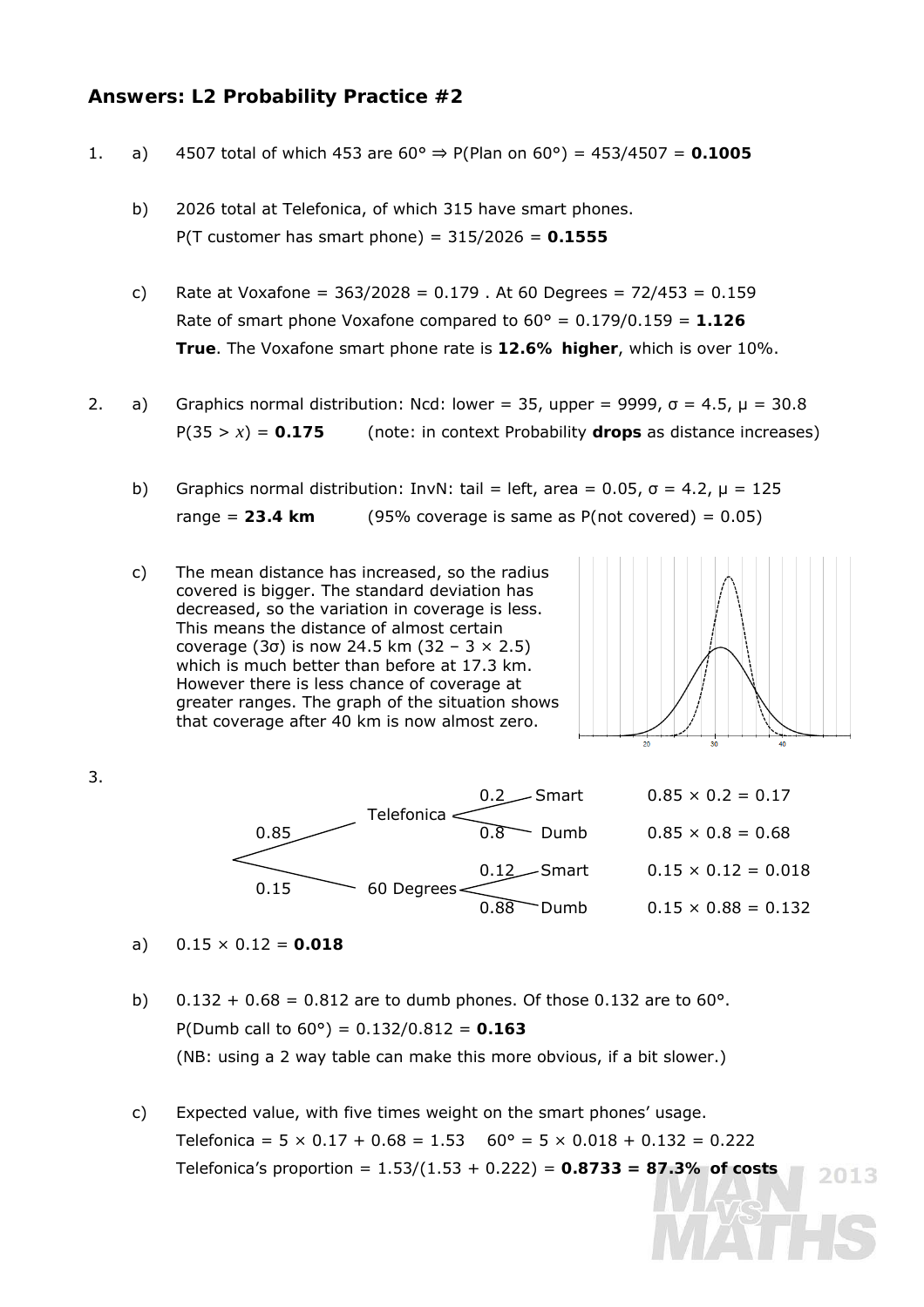### Answers: L2 Probability Practice #2

1. a) 4507 total of which 453 are 60° ⇒ P(Plan on 60°) = 453/4507 = **0.1005**

   b) 2026 total at Telefonica, of which 315 have smart phones.
   P(T customer has smart phone) = 315/2026 = **0.1555**

   c) Rate at Voxafone = 363/2028 = 0.179 . At 60 Degrees = 72/453 = 0.159
   Rate of smart phone Voxafone compared to 60° = 0.179/0.159 = **1.126**
   **True**. The Voxafone smart phone rate is **12.6% higher**, which is over 10%.

2. a) Graphics normal distribution: Ncd: lower = 35, upper = 9999, σ = 4.5, μ = 30.8
   P(35 > $x$) = **0.175** (note: in context Probability **drops** as distance increases)

   b) Graphics normal distribution: InvN: tail = left, area = 0.05, σ = 4.2, μ = 125
   range = **23.4 km** (95% coverage is same as P(not covered) = 0.05)

   c) The mean distance has increased, so the radius covered is bigger. The standard deviation has decreased, so the variation in coverage is less. This means the distance of almost certain coverage (3σ) is now 24.5 km (32 – 3 × 2.5) which is much better than before at 17.3 km. However there is less chance of coverage at greater ranges. The graph of the situation shows that coverage after 40 km is now almost zero.

   20
   30
   40

3.

Telefonica 0.85 → Smart 0.2: 0.85 × 0.2 = 0.17
Telefonica 0.85 → Dumb 0.8: 0.85 × 0.8 = 0.68
60 Degrees 0.15 → Smart 0.12: 0.15 × 0.12 = 0.018
60 Degrees 0.15 → Dumb 0.88: 0.15 × 0.88 = 0.132

   a) 0.15 × 0.12 = **0.018**

   b) 0.132 + 0.68 = 0.812 are to dumb phones. Of those 0.132 are to 60°.
   P(Dumb call to 60°) = 0.132/0.812 = **0.163**
   (NB: using a 2 way table can make this more obvious, if a bit slower.)

   c) Expected value, with five times weight on the smart phones' usage.
   Telefonica = 5 × 0.17 + 0.68 = 1.53 60° = 5 × 0.018 + 0.132 = 0.222
   Telefonica's proportion = 1.53/(1.53 + 0.222) = **0.8733 = 87.3% of costs**